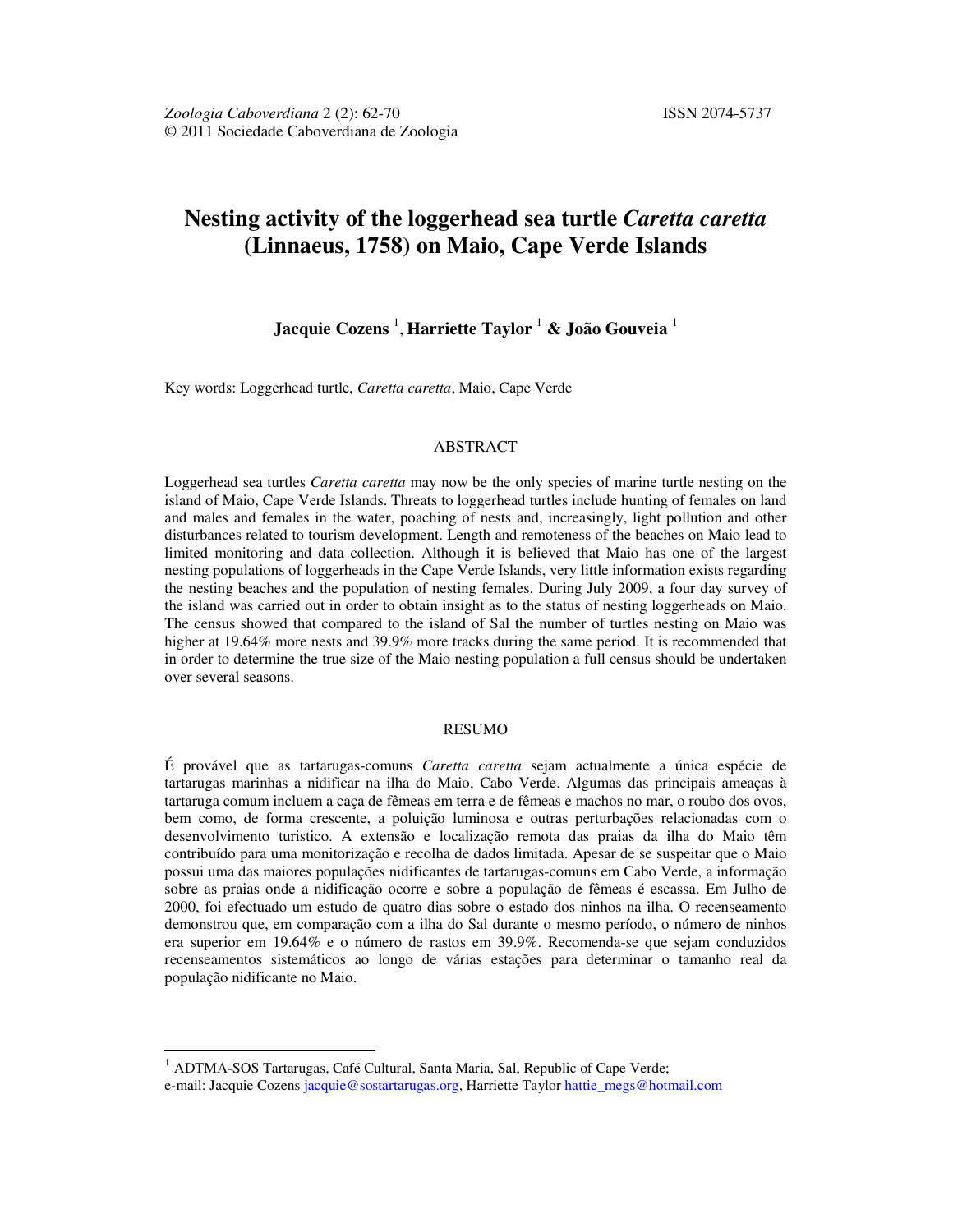Zoologia Caboverdiana 2 (2): 62-70 ISSN 2074-5737
© 2011 Sociedade Caboverdiana de Zoologia

# Nesting activity of the loggerhead sea turtle *Caretta caretta* (Linnaeus, 1758) on Maio, Cape Verde Islands

**Jacquie Cozens** [1], **Harriette Taylor** [1] **& João Gouveia** [1]

Key words: Loggerhead turtle, *Caretta caretta*, Maio, Cape Verde

## ABSTRACT

Loggerhead sea turtles *Caretta caretta* may now be the only species of marine turtle nesting on the island of Maio, Cape Verde Islands. Threats to loggerhead turtles include hunting of females on land and males and females in the water, poaching of nests and, increasingly, light pollution and other disturbances related to tourism development. Length and remoteness of the beaches on Maio lead to limited monitoring and data collection. Although it is believed that Maio has one of the largest nesting populations of loggerheads in the Cape Verde Islands, very little information exists regarding the nesting beaches and the population of nesting females. During July 2009, a four day survey of the island was carried out in order to obtain insight as to the status of nesting loggerheads on Maio. The census showed that compared to the island of Sal the number of turtles nesting on Maio was higher at 19.64% more nests and 39.9% more tracks during the same period. It is recommended that in order to determine the true size of the Maio nesting population a full census should be undertaken over several seasons.

## RESUMO

É provável que as tartarugas-comuns *Caretta caretta* sejam actualmente a única espécie de tartarugas marinhas a nidificar na ilha do Maio, Cabo Verde. Algumas das principais ameaças à tartaruga comum incluem a caça de fêmeas em terra e de fêmeas e machos no mar, o roubo dos ovos, bem como, de forma crescente, a poluição luminosa e outras perturbações relacionadas com o desenvolvimento turistico. A extensão e localização remota das praias da ilha do Maio têm contribuído para uma monitorização e recolha de dados limitada. Apesar de se suspeitar que o Maio possui uma das maiores populações nidificantes de tartarugas-comuns em Cabo Verde, a informação sobre as praias onde a nidificação ocorre e sobre a população de fêmeas é escassa. Em Julho de 2000, foi efectuado um estudo de quatro dias sobre o estado dos ninhos na ilha. O recenseamento demonstrou que, em comparação com a ilha do Sal durante o mesmo período, o número de ninhos era superior em 19.64% e o número de rastos em 39.9%. Recomenda-se que sejam conduzidos recenseamentos sistemáticos ao longo de várias estações para determinar o tamanho real da população nidificante no Maio.

---

[1] ADTMA-SOS Tartarugas, Café Cultural, Santa Maria, Sal, Republic of Cape Verde;
e-mail: Jacquie Cozens jacquie@sostartarugas.org, Harriette Taylor hattie_megs@hotmail.com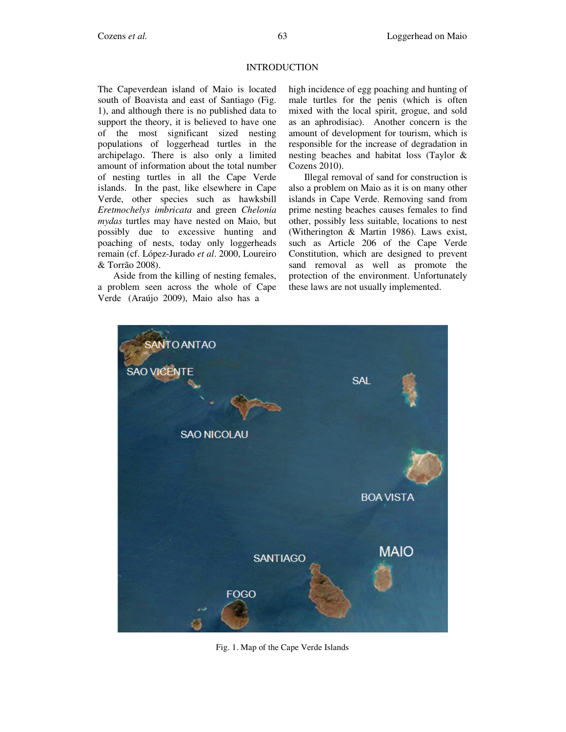## INTRODUCTION

The Capeverdean island of Maio is located south of Boavista and east of Santiago (Fig. 1), and although there is no published data to support the theory, it is believed to have one of the most significant sized nesting populations of loggerhead turtles in the archipelago. There is also only a limited amount of information about the total number of nesting turtles in all the Cape Verde islands. In the past, like elsewhere in Cape Verde, other species such as hawksbill *Eretmochelys imbricata* and green *Chelonia mydas* turtles may have nested on Maio, but possibly due to excessive hunting and poaching of nests, today only loggerheads remain (cf. López-Jurado *et al*. 2000, Loureiro & Torrão 2008).

Aside from the killing of nesting females, a problem seen across the whole of Cape Verde (Araújo 2009), Maio also has a high incidence of egg poaching and hunting of male turtles for the penis (which is often mixed with the local spirit, grogue, and sold as an aphrodisiac). Another concern is the amount of development for tourism, which is responsible for the increase of degradation in nesting beaches and habitat loss (Taylor & Cozens 2010).

Illegal removal of sand for construction is also a problem on Maio as it is on many other islands in Cape Verde. Removing sand from prime nesting beaches causes females to find other, possibly less suitable, locations to nest (Witherington & Martin 1986). Laws exist, such as Article 206 of the Cape Verde Constitution, which are designed to prevent sand removal as well as promote the protection of the environment. Unfortunately these laws are not usually implemented.

Fig. 1. Map of the Cape Verde Islands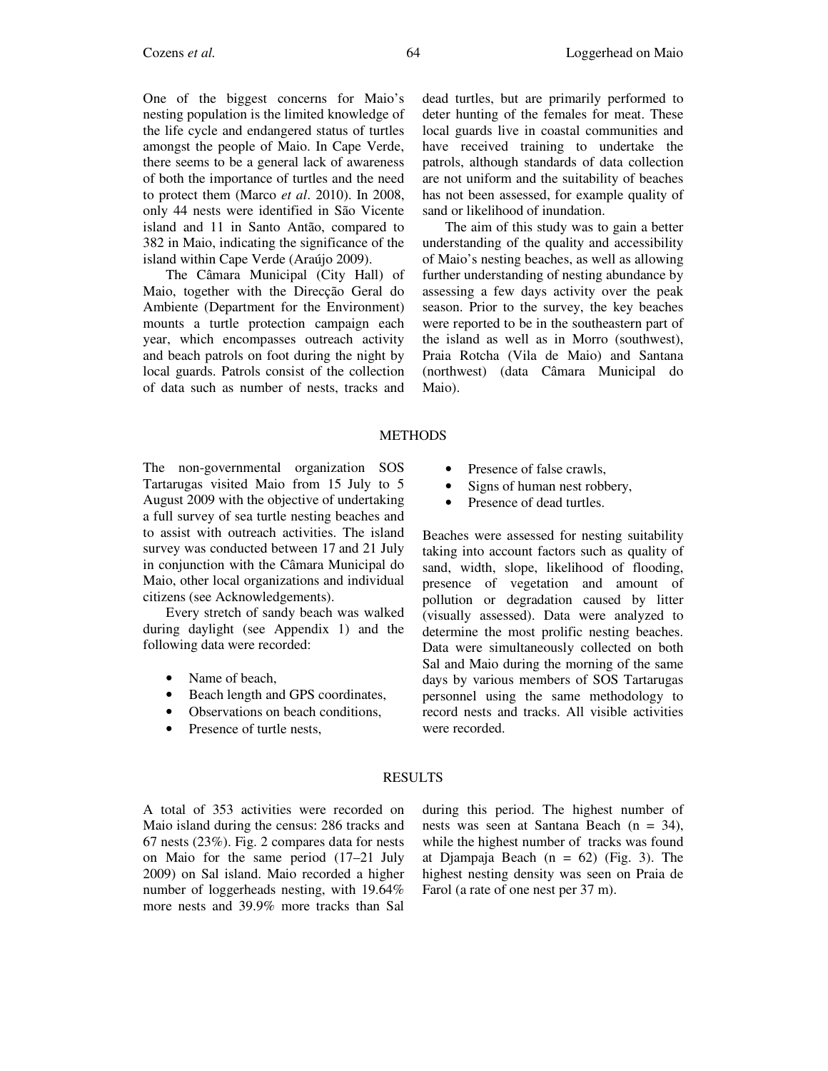One of the biggest concerns for Maio's nesting population is the limited knowledge of the life cycle and endangered status of turtles amongst the people of Maio. In Cape Verde, there seems to be a general lack of awareness of both the importance of turtles and the need to protect them (Marco *et al*. 2010). In 2008, only 44 nests were identified in São Vicente island and 11 in Santo Antão, compared to 382 in Maio, indicating the significance of the island within Cape Verde (Araújo 2009).

The Câmara Municipal (City Hall) of Maio, together with the Direcção Geral do Ambiente (Department for the Environment) mounts a turtle protection campaign each year, which encompasses outreach activity and beach patrols on foot during the night by local guards. Patrols consist of the collection of data such as number of nests, tracks and dead turtles, but are primarily performed to deter hunting of the females for meat. These local guards live in coastal communities and have received training to undertake the patrols, although standards of data collection are not uniform and the suitability of beaches has not been assessed, for example quality of sand or likelihood of inundation.

The aim of this study was to gain a better understanding of the quality and accessibility of Maio's nesting beaches, as well as allowing further understanding of nesting abundance by assessing a few days activity over the peak season. Prior to the survey, the key beaches were reported to be in the southeastern part of the island as well as in Morro (southwest), Praia Rotcha (Vila de Maio) and Santana (northwest) (data Câmara Municipal do Maio).

## METHODS

The non-governmental organization SOS Tartarugas visited Maio from 15 July to 5 August 2009 with the objective of undertaking a full survey of sea turtle nesting beaches and to assist with outreach activities. The island survey was conducted between 17 and 21 July in conjunction with the Câmara Municipal do Maio, other local organizations and individual citizens (see Acknowledgements).

Every stretch of sandy beach was walked during daylight (see Appendix 1) and the following data were recorded:

- Name of beach,
- Beach length and GPS coordinates,
- Observations on beach conditions,
- Presence of turtle nests,
- Presence of false crawls,
- Signs of human nest robbery,
- Presence of dead turtles.

Beaches were assessed for nesting suitability taking into account factors such as quality of sand, width, slope, likelihood of flooding, presence of vegetation and amount of pollution or degradation caused by litter (visually assessed). Data were analyzed to determine the most prolific nesting beaches. Data were simultaneously collected on both Sal and Maio during the morning of the same days by various members of SOS Tartarugas personnel using the same methodology to record nests and tracks. All visible activities were recorded.

## RESULTS

A total of 353 activities were recorded on Maio island during the census: 286 tracks and 67 nests (23%). Fig. 2 compares data for nests on Maio for the same period (17–21 July 2009) on Sal island. Maio recorded a higher number of loggerheads nesting, with 19.64% more nests and 39.9% more tracks than Sal during this period. The highest number of nests was seen at Santana Beach (n = 34), while the highest number of tracks was found at Djampaja Beach (n = 62) (Fig. 3). The highest nesting density was seen on Praia de Farol (a rate of one nest per 37 m).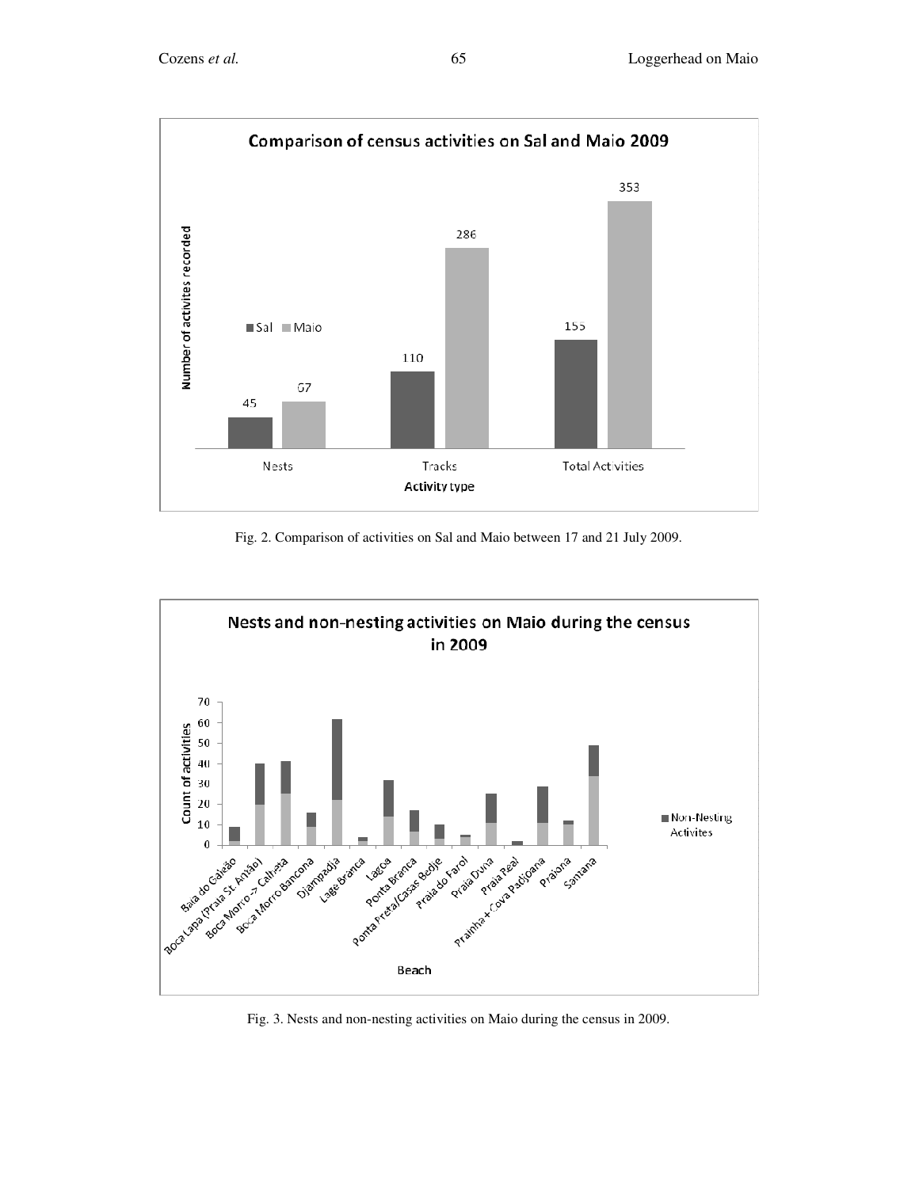Fig. 2. Comparison of activities on Sal and Maio between 17 and 21 July 2009.

Fig. 3. Nests and non-nesting activities on Maio during the census in 2009.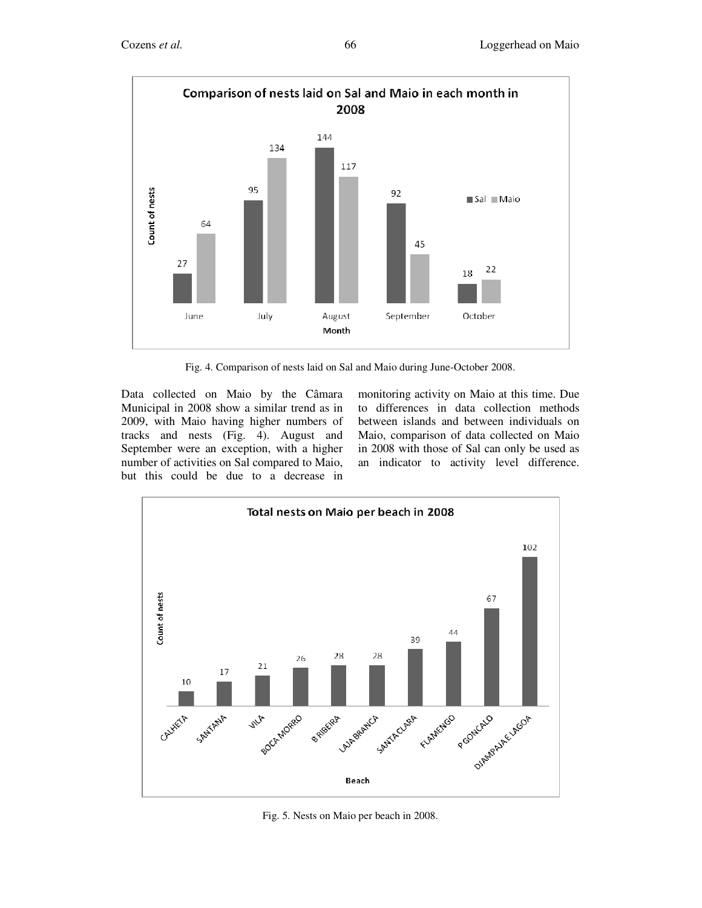Fig. 4. Comparison of nests laid on Sal and Maio during June-October 2008.

Data collected on Maio by the Câmara Municipal in 2008 show a similar trend as in 2009, with Maio having higher numbers of tracks and nests (Fig. 4). August and September were an exception, with a higher number of activities on Sal compared to Maio, but this could be due to a decrease in monitoring activity on Maio at this time. Due to differences in data collection methods between islands and between individuals on Maio, comparison of data collected on Maio in 2008 with those of Sal can only be used as an indicator to activity level difference.

Fig. 5. Nests on Maio per beach in 2008.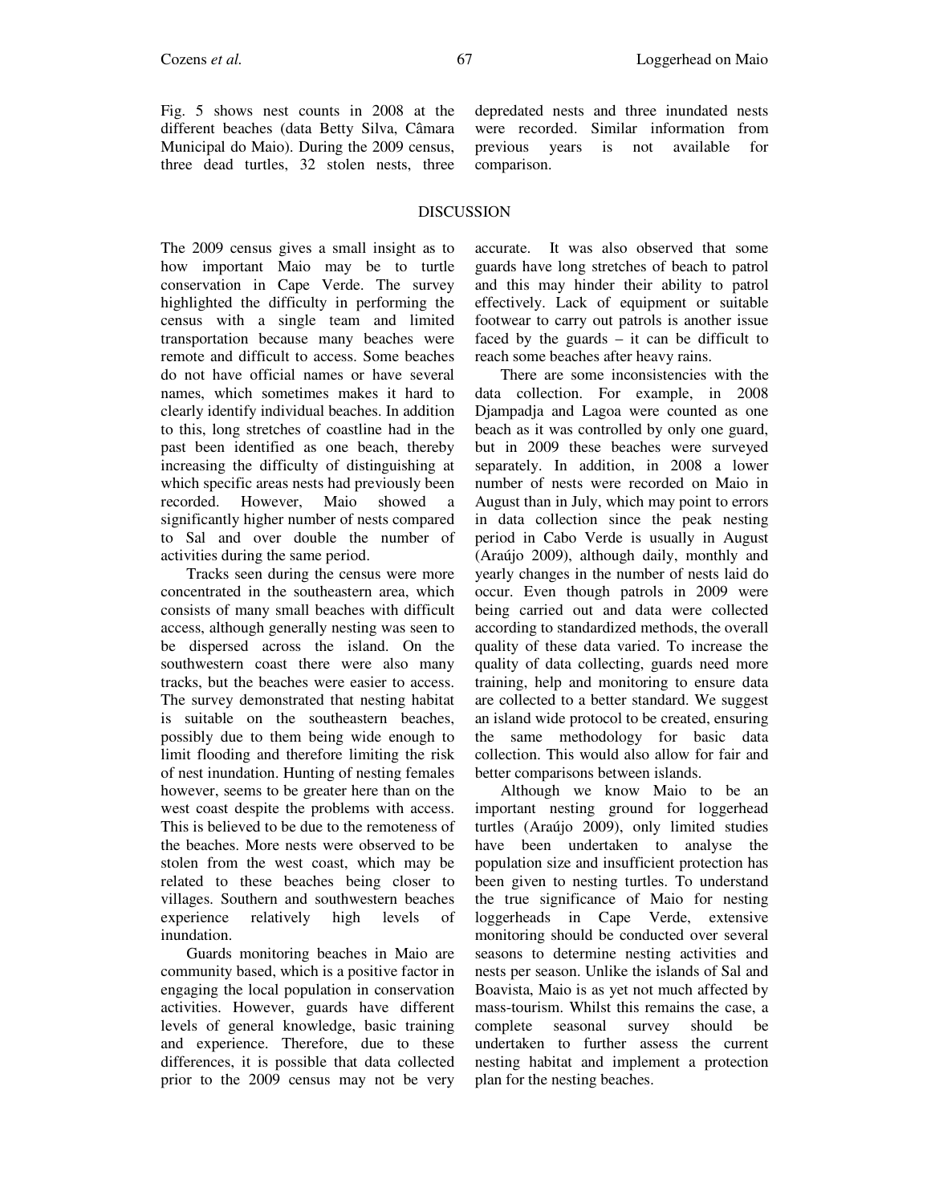Fig. 5 shows nest counts in 2008 at the different beaches (data Betty Silva, Câmara Municipal do Maio). During the 2009 census, three dead turtles, 32 stolen nests, three depredated nests and three inundated nests were recorded. Similar information from previous years is not available for comparison.

## DISCUSSION

The 2009 census gives a small insight as to how important Maio may be to turtle conservation in Cape Verde. The survey highlighted the difficulty in performing the census with a single team and limited transportation because many beaches were remote and difficult to access. Some beaches do not have official names or have several names, which sometimes makes it hard to clearly identify individual beaches. In addition to this, long stretches of coastline had in the past been identified as one beach, thereby increasing the difficulty of distinguishing at which specific areas nests had previously been recorded. However, Maio showed a significantly higher number of nests compared to Sal and over double the number of activities during the same period.

Tracks seen during the census were more concentrated in the southeastern area, which consists of many small beaches with difficult access, although generally nesting was seen to be dispersed across the island. On the southwestern coast there were also many tracks, but the beaches were easier to access. The survey demonstrated that nesting habitat is suitable on the southeastern beaches, possibly due to them being wide enough to limit flooding and therefore limiting the risk of nest inundation. Hunting of nesting females however, seems to be greater here than on the west coast despite the problems with access. This is believed to be due to the remoteness of the beaches. More nests were observed to be stolen from the west coast, which may be related to these beaches being closer to villages. Southern and southwestern beaches experience relatively high levels of inundation.

Guards monitoring beaches in Maio are community based, which is a positive factor in engaging the local population in conservation activities. However, guards have different levels of general knowledge, basic training and experience. Therefore, due to these differences, it is possible that data collected prior to the 2009 census may not be very accurate. It was also observed that some guards have long stretches of beach to patrol and this may hinder their ability to patrol effectively. Lack of equipment or suitable footwear to carry out patrols is another issue faced by the guards – it can be difficult to reach some beaches after heavy rains.

There are some inconsistencies with the data collection. For example, in 2008 Djampadja and Lagoa were counted as one beach as it was controlled by only one guard, but in 2009 these beaches were surveyed separately. In addition, in 2008 a lower number of nests were recorded on Maio in August than in July, which may point to errors in data collection since the peak nesting period in Cabo Verde is usually in August (Araújo 2009), although daily, monthly and yearly changes in the number of nests laid do occur. Even though patrols in 2009 were being carried out and data were collected according to standardized methods, the overall quality of these data varied. To increase the quality of data collecting, guards need more training, help and monitoring to ensure data are collected to a better standard. We suggest an island wide protocol to be created, ensuring the same methodology for basic data collection. This would also allow for fair and better comparisons between islands.

Although we know Maio to be an important nesting ground for loggerhead turtles (Araújo 2009), only limited studies have been undertaken to analyse the population size and insufficient protection has been given to nesting turtles. To understand the true significance of Maio for nesting loggerheads in Cape Verde, extensive monitoring should be conducted over several seasons to determine nesting activities and nests per season. Unlike the islands of Sal and Boavista, Maio is as yet not much affected by mass-tourism. Whilst this remains the case, a complete seasonal survey should be undertaken to further assess the current nesting habitat and implement a protection plan for the nesting beaches.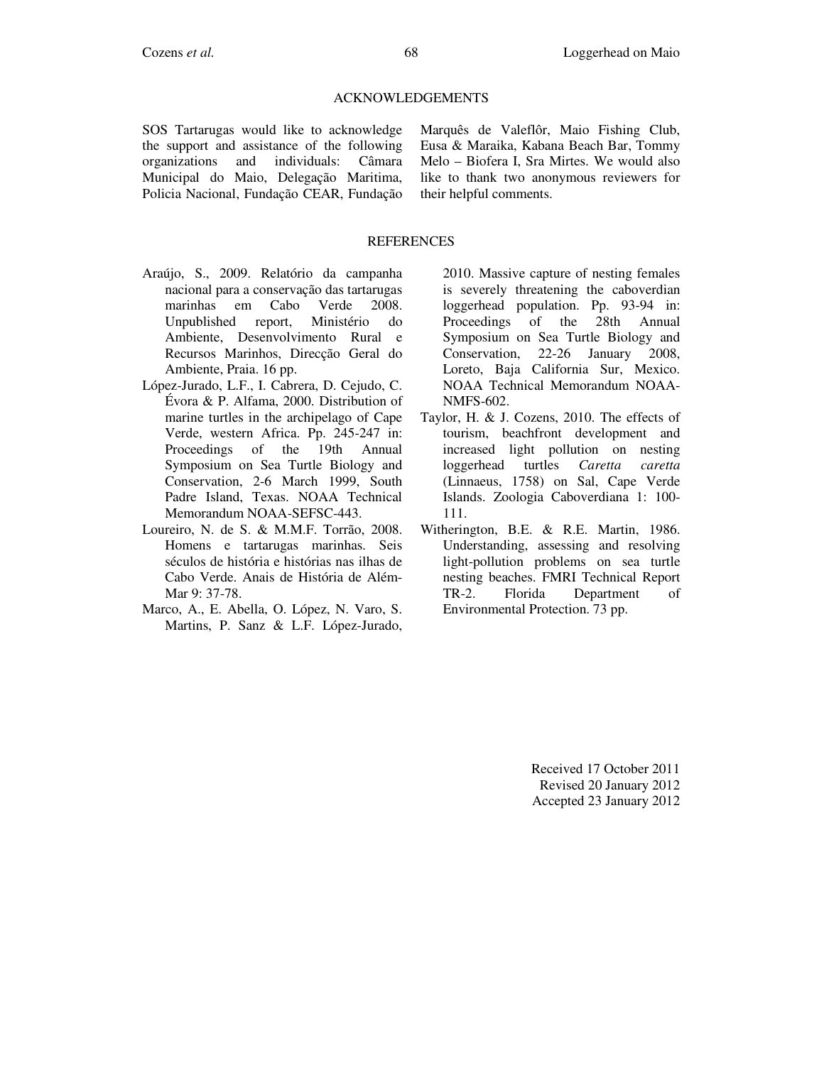## ACKNOWLEDGEMENTS

SOS Tartarugas would like to acknowledge the support and assistance of the following organizations and individuals: Câmara Municipal do Maio, Delegação Maritima, Policia Nacional, Fundação CEAR, Fundação Marquês de Valeflôr, Maio Fishing Club, Eusa & Maraika, Kabana Beach Bar, Tommy Melo – Biofera I, Sra Mirtes. We would also like to thank two anonymous reviewers for their helpful comments.

## REFERENCES

Araújo, S., 2009. Relatório da campanha nacional para a conservação das tartarugas marinhas em Cabo Verde 2008. Unpublished report, Ministério do Ambiente, Desenvolvimento Rural e Recursos Marinhos, Direcção Geral do Ambiente, Praia. 16 pp.

López-Jurado, L.F., I. Cabrera, D. Cejudo, C. Évora & P. Alfama, 2000. Distribution of marine turtles in the archipelago of Cape Verde, western Africa. Pp. 245-247 in: Proceedings of the 19th Annual Symposium on Sea Turtle Biology and Conservation, 2-6 March 1999, South Padre Island, Texas. NOAA Technical Memorandum NOAA-SEFSC-443.

Loureiro, N. de S. & M.M.F. Torrão, 2008. Homens e tartarugas marinhas. Seis séculos de história e histórias nas ilhas de Cabo Verde. Anais de História de Além-Mar 9: 37-78.

Marco, A., E. Abella, O. López, N. Varo, S. Martins, P. Sanz & L.F. López-Jurado, 2010. Massive capture of nesting females is severely threatening the caboverdian loggerhead population. Pp. 93-94 in: Proceedings of the 28th Annual Symposium on Sea Turtle Biology and Conservation, 22-26 January 2008, Loreto, Baja California Sur, Mexico. NOAA Technical Memorandum NOAA-NMFS-602.

Taylor, H. & J. Cozens, 2010. The effects of tourism, beachfront development and increased light pollution on nesting loggerhead turtles *Caretta caretta* (Linnaeus, 1758) on Sal, Cape Verde Islands. Zoologia Caboverdiana 1: 100-111.

Witherington, B.E. & R.E. Martin, 1986. Understanding, assessing and resolving light-pollution problems on sea turtle nesting beaches. FMRI Technical Report TR-2. Florida Department of Environmental Protection. 73 pp.

Received 17 October 2011
Revised 20 January 2012
Accepted 23 January 2012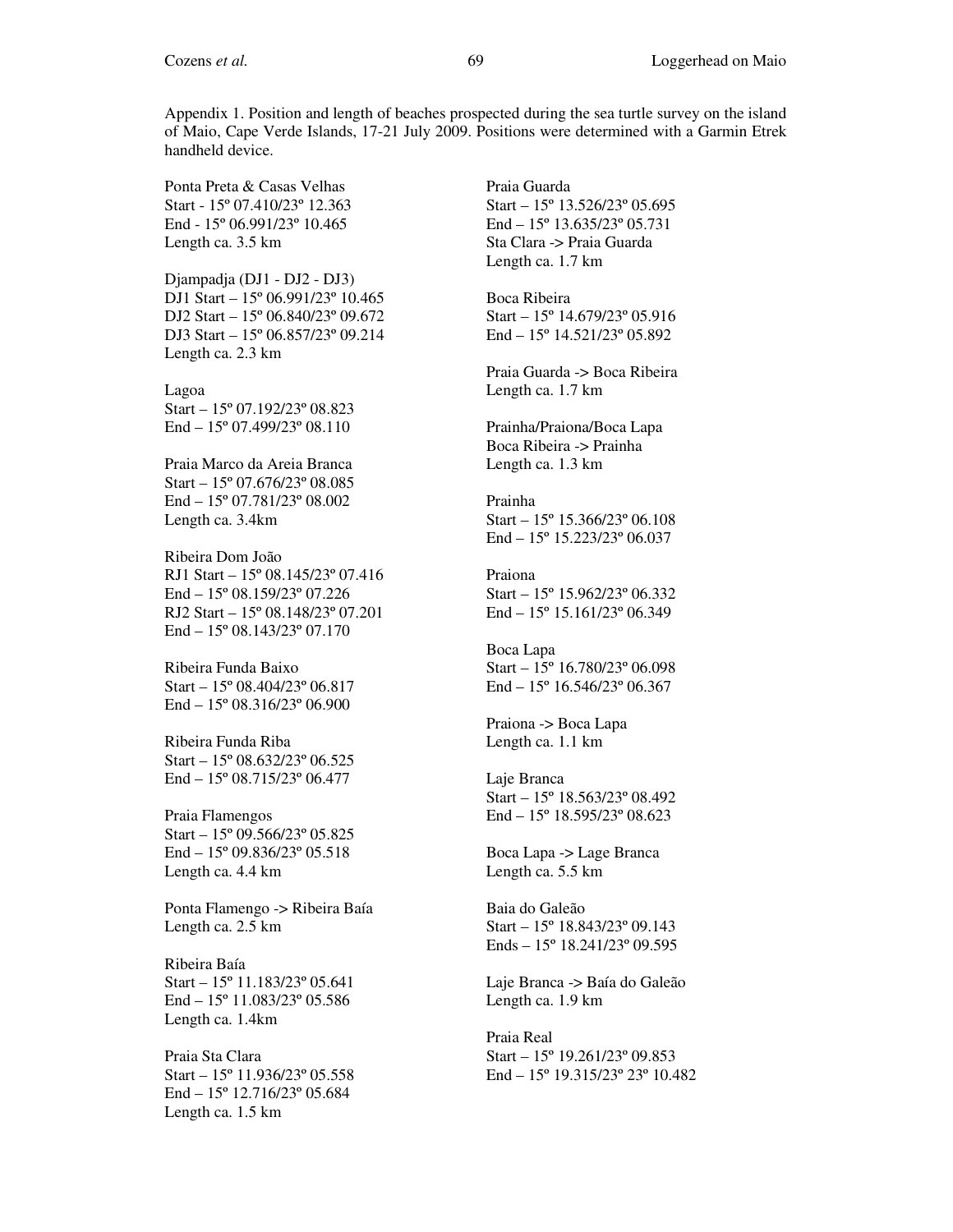Appendix 1. Position and length of beaches prospected during the sea turtle survey on the island of Maio, Cape Verde Islands, 17-21 July 2009. Positions were determined with a Garmin Etrek handheld device.

Ponta Preta & Casas Velhas
Start - 15º 07.410/23º 12.363
End - 15º 06.991/23º 10.465
Length ca. 3.5 km

Djampadja (DJ1 - DJ2 - DJ3)
DJ1 Start – 15º 06.991/23º 10.465
DJ2 Start – 15º 06.840/23º 09.672
DJ3 Start – 15º 06.857/23º 09.214
Length ca. 2.3 km

Lagoa
Start – 15º 07.192/23º 08.823
End – 15º 07.499/23º 08.110

Praia Marco da Areia Branca
Start – 15º 07.676/23º 08.085
End – 15º 07.781/23º 08.002
Length ca. 3.4km

Ribeira Dom João
RJ1 Start – 15º 08.145/23º 07.416
End – 15º 08.159/23º 07.226
RJ2 Start – 15º 08.148/23º 07.201
End – 15º 08.143/23º 07.170

Ribeira Funda Baixo
Start – 15º 08.404/23º 06.817
End – 15º 08.316/23º 06.900

Ribeira Funda Riba
Start – 15º 08.632/23º 06.525
End – 15º 08.715/23º 06.477

Praia Flamengos
Start – 15º 09.566/23º 05.825
End – 15º 09.836/23º 05.518
Length ca. 4.4 km

Ponta Flamengo -> Ribeira Baía
Length ca. 2.5 km

Ribeira Baía
Start – 15º 11.183/23º 05.641
End – 15º 11.083/23º 05.586
Length ca. 1.4km

Praia Sta Clara
Start – 15º 11.936/23º 05.558
End – 15º 12.716/23º 05.684
Length ca. 1.5 km

Praia Guarda
Start – 15º 13.526/23º 05.695
End – 15º 13.635/23º 05.731
Sta Clara -> Praia Guarda
Length ca. 1.7 km

Boca Ribeira
Start – 15º 14.679/23º 05.916
End – 15º 14.521/23º 05.892

Praia Guarda -> Boca Ribeira
Length ca. 1.7 km

Prainha/Praiona/Boca Lapa
Boca Ribeira -> Prainha
Length ca. 1.3 km

Prainha
Start – 15º 15.366/23º 06.108
End – 15º 15.223/23º 06.037

Praiona
Start – 15º 15.962/23º 06.332
End – 15º 15.161/23º 06.349

Boca Lapa
Start – 15º 16.780/23º 06.098
End – 15º 16.546/23º 06.367

Praiona -> Boca Lapa
Length ca. 1.1 km

Laje Branca
Start – 15º 18.563/23º 08.492
End – 15º 18.595/23º 08.623

Boca Lapa -> Lage Branca
Length ca. 5.5 km

Baia do Galeão
Start – 15º 18.843/23º 09.143
Ends – 15º 18.241/23º 09.595

Laje Branca -> Baía do Galeão
Length ca. 1.9 km

Praia Real
Start – 15º 19.261/23º 09.853
End – 15º 19.315/23º 23º 10.482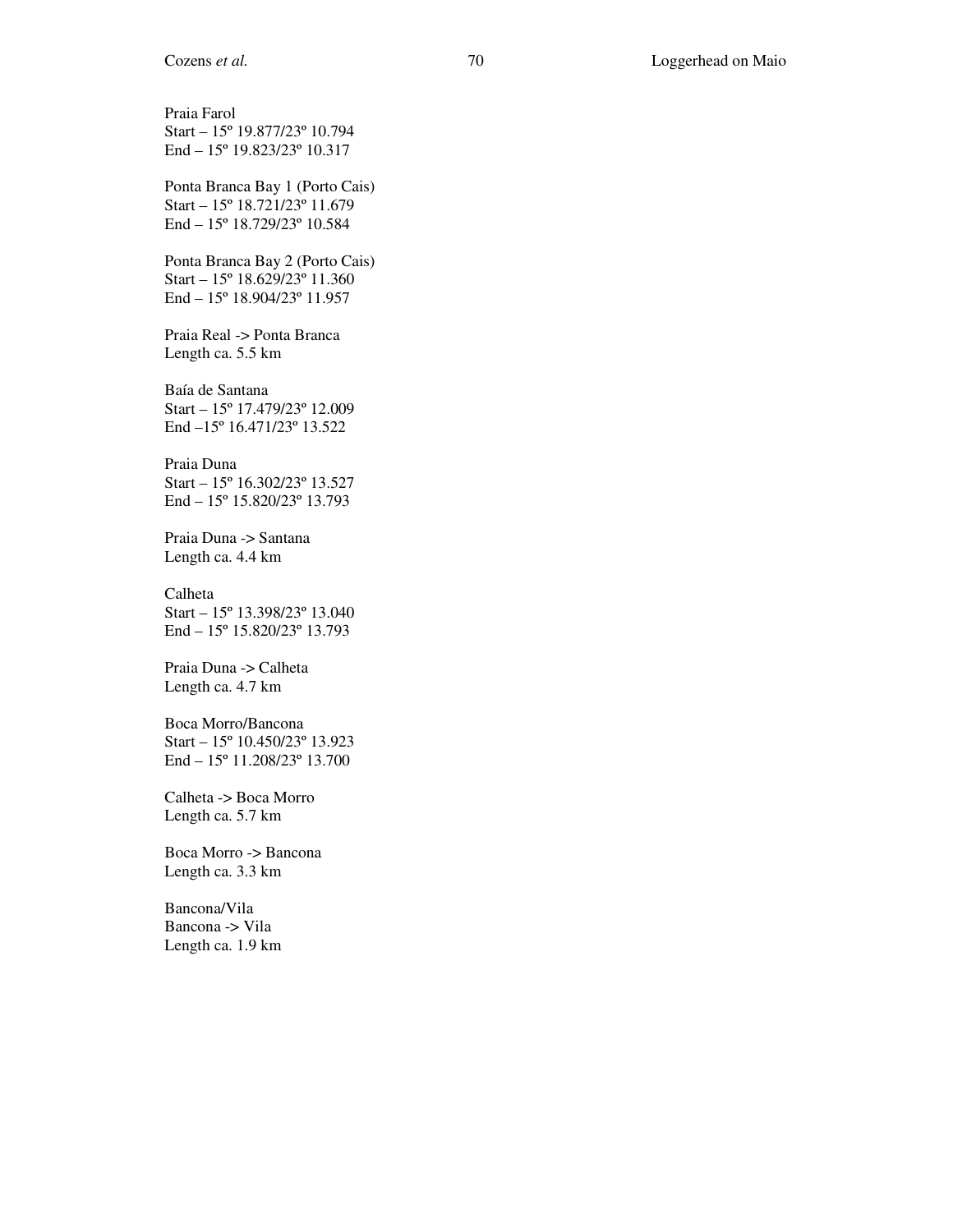Praia Farol  
Start – 15º 19.877/23º 10.794  
End – 15º 19.823/23º 10.317

Ponta Branca Bay 1 (Porto Cais)  
Start – 15º 18.721/23º 11.679  
End – 15º 18.729/23º 10.584

Ponta Branca Bay 2 (Porto Cais)  
Start – 15º 18.629/23º 11.360  
End – 15º 18.904/23º 11.957

Praia Real -> Ponta Branca  
Length ca. 5.5 km

Baía de Santana  
Start – 15º 17.479/23º 12.009  
End –15º 16.471/23º 13.522

Praia Duna  
Start – 15º 16.302/23º 13.527  
End – 15º 15.820/23º 13.793

Praia Duna -> Santana  
Length ca. 4.4 km

Calheta  
Start – 15º 13.398/23º 13.040  
End – 15º 15.820/23º 13.793

Praia Duna -> Calheta  
Length ca. 4.7 km

Boca Morro/Bancona  
Start – 15º 10.450/23º 13.923  
End – 15º 11.208/23º 13.700

Calheta -> Boca Morro  
Length ca. 5.7 km

Boca Morro -> Bancona  
Length ca. 3.3 km

Bancona/Vila  
Bancona -> Vila  
Length ca. 1.9 km